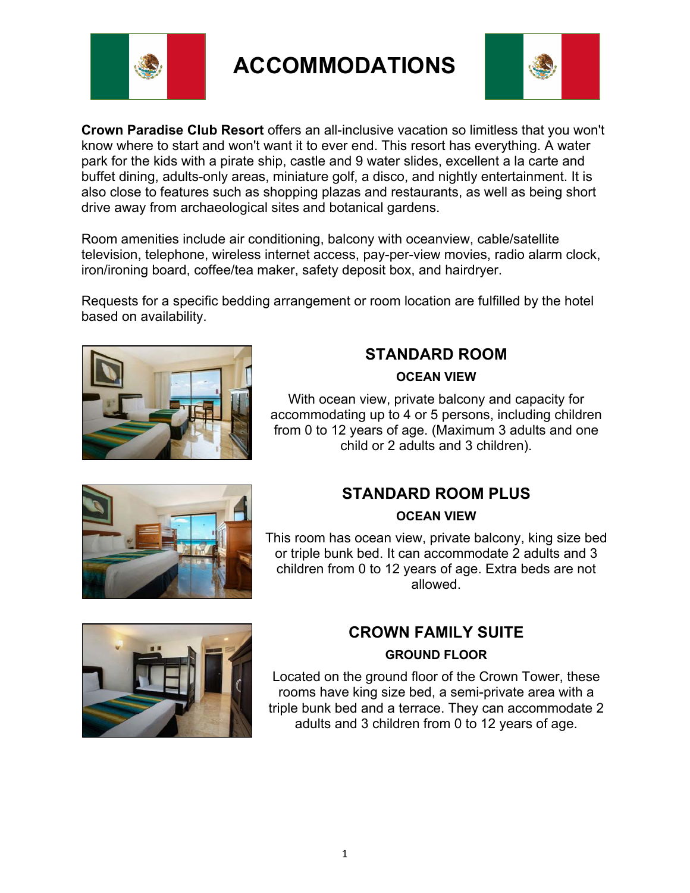# ACCOMMODATIONS

**Crown Paradise Club Resort** offers an all-inclusive vacation so limitless that you won't know where to start and won't want it to ever end. This resort has everything. A water park for the kids with a pirate ship, castle and 9 water slides, excellent a la carte and buffet dining, adults-only areas, miniature golf, a disco, and nightly entertainment. It is also close to features such as shopping plazas and restaurants, as well as being short drive away from archaeological sites and botanical gardens.

Room amenities include air conditioning, balcony with oceanview, cable/satellite television, telephone, wireless internet access, pay-per-view movies, radio alarm clock, iron/ironing board, coffee/tea maker, safety deposit box, and hairdryer.

Requests for a specific bedding arrangement or room location are fulfilled by the hotel based on availability.

## STANDARD ROOM

### OCEAN VIEW

With ocean view, private balcony and capacity for accommodating up to 4 or 5 persons, including children from 0 to 12 years of age. (Maximum 3 adults and one child or 2 adults and 3 children).

## STANDARD ROOM PLUS

### OCEAN VIEW

This room has ocean view, private balcony, king size bed or triple bunk bed. It can accommodate 2 adults and 3 children from 0 to 12 years of age. Extra beds are not allowed.

## CROWN FAMILY SUITE

### GROUND FLOOR

Located on the ground floor of the Crown Tower, these rooms have king size bed, a semi-private area with a triple bunk bed and a terrace. They can accommodate 2 adults and 3 children from 0 to 12 years of age.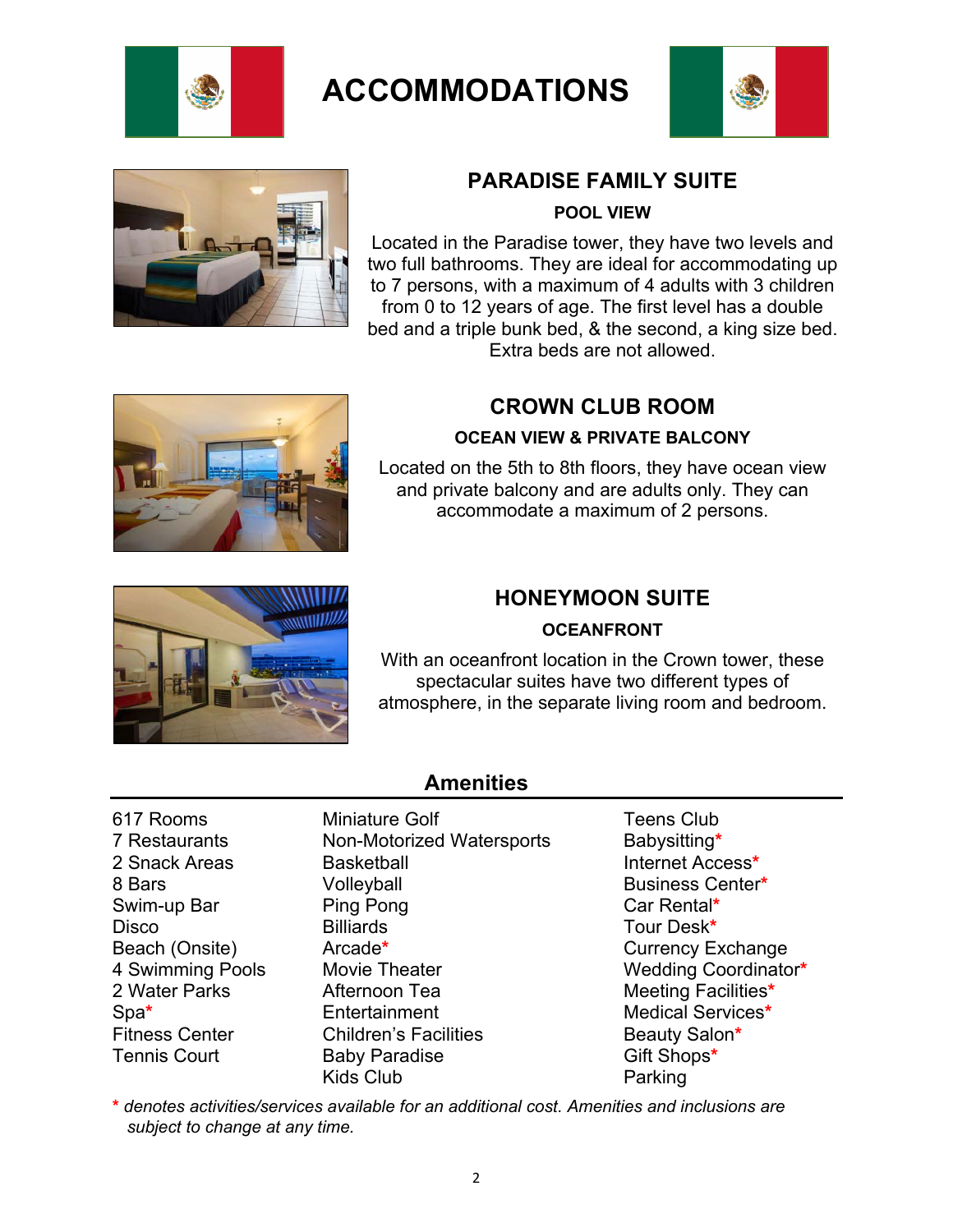# ACCOMMODATIONS

## PARADISE FAMILY SUITE

**POOL VIEW**

Located in the Paradise tower, they have two levels and two full bathrooms. They are ideal for accommodating up to 7 persons, with a maximum of 4 adults with 3 children from 0 to 12 years of age. The first level has a double bed and a triple bunk bed, & the second, a king size bed. Extra beds are not allowed.

## CROWN CLUB ROOM

**OCEAN VIEW & PRIVATE BALCONY**

Located on the 5th to 8th floors, they have ocean view and private balcony and are adults only. They can accommodate a maximum of 2 persons.

## HONEYMOON SUITE

**OCEANFRONT**

With an oceanfront location in the Crown tower, these spectacular suites have two different types of atmosphere, in the separate living room and bedroom.

## Amenities

- 617 Rooms
- 7 Restaurants
- 2 Snack Areas
- 8 Bars
- Swim-up Bar
- Disco
- Beach (Onsite)
- 4 Swimming Pools
- 2 Water Parks
- Spa*
- Fitness Center
- Tennis Court
- Miniature Golf
- Non-Motorized Watersports
- Basketball
- Volleyball
- Ping Pong
- Billiards
- Arcade*
- Movie Theater
- Afternoon Tea
- Entertainment
- Children's Facilities
- Baby Paradise
- Kids Club
- Teens Club
- Babysitting*
- Internet Access*
- Business Center*
- Car Rental*
- Tour Desk*
- Currency Exchange
- Wedding Coordinator*
- Meeting Facilities*
- Medical Services*
- Beauty Salon*
- Gift Shops*
- Parking

* *denotes activities/services available for an additional cost. Amenities and inclusions are subject to change at any time.*